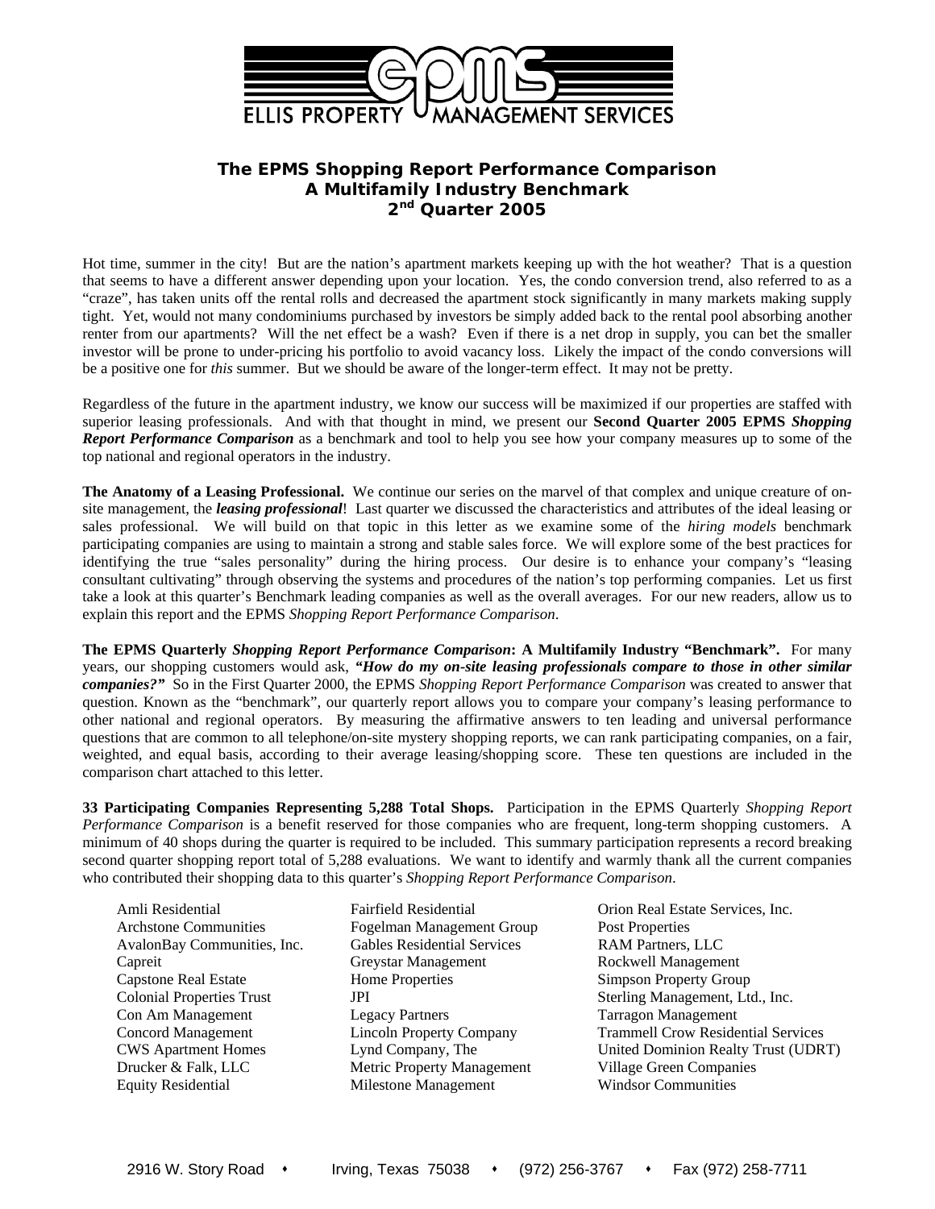ELLIS PROPERTY MANAGEMENT SERVICES

# The EPMS Shopping Report Performance Comparison
## A Multifamily Industry Benchmark
## 2nd Quarter 2005

Hot time, summer in the city! But are the nation's apartment markets keeping up with the hot weather? That is a question that seems to have a different answer depending upon your location. Yes, the condo conversion trend, also referred to as a "craze", has taken units off the rental rolls and decreased the apartment stock significantly in many markets making supply tight. Yet, would not many condominiums purchased by investors be simply added back to the rental pool absorbing another renter from our apartments? Will the net effect be a wash? Even if there is a net drop in supply, you can bet the smaller investor will be prone to under-pricing his portfolio to avoid vacancy loss. Likely the impact of the condo conversions will be a positive one for *this* summer. But we should be aware of the longer-term effect. It may not be pretty.

Regardless of the future in the apartment industry, we know our success will be maximized if our properties are staffed with superior leasing professionals. And with that thought in mind, we present our **Second Quarter 2005 EPMS *Shopping Report Performance Comparison*** as a benchmark and tool to help you see how your company measures up to some of the top national and regional operators in the industry.

**The Anatomy of a Leasing Professional.** We continue our series on the marvel of that complex and unique creature of on-site management, the ***leasing professional***! Last quarter we discussed the characteristics and attributes of the ideal leasing or sales professional. We will build on that topic in this letter as we examine some of the *hiring models* benchmark participating companies are using to maintain a strong and stable sales force. We will explore some of the best practices for identifying the true "sales personality" during the hiring process. Our desire is to enhance your company's "leasing consultant cultivating" through observing the systems and procedures of the nation's top performing companies. Let us first take a look at this quarter's Benchmark leading companies as well as the overall averages. For our new readers, allow us to explain this report and the EPMS *Shopping Report Performance Comparison*.

**The EPMS Quarterly *Shopping Report Performance Comparison*: A Multifamily Industry "Benchmark".** For many years, our shopping customers would ask, ***"How do my on-site leasing professionals compare to those in other similar companies?"*** So in the First Quarter 2000, the EPMS *Shopping Report Performance Comparison* was created to answer that question. Known as the "benchmark", our quarterly report allows you to compare your company's leasing performance to other national and regional operators. By measuring the affirmative answers to ten leading and universal performance questions that are common to all telephone/on-site mystery shopping reports, we can rank participating companies, on a fair, weighted, and equal basis, according to their average leasing/shopping score. These ten questions are included in the comparison chart attached to this letter.

**33 Participating Companies Representing 5,288 Total Shops.** Participation in the EPMS Quarterly *Shopping Report Performance Comparison* is a benefit reserved for those companies who are frequent, long-term shopping customers. A minimum of 40 shops during the quarter is required to be included. This summary participation represents a record breaking second quarter shopping report total of 5,288 evaluations. We want to identify and warmly thank all the current companies who contributed their shopping data to this quarter's *Shopping Report Performance Comparison*.

- Amli Residential
- Archstone Communities
- AvalonBay Communities, Inc.
- Capreit
- Capstone Real Estate
- Colonial Properties Trust
- Con Am Management
- Concord Management
- CWS Apartment Homes
- Drucker & Falk, LLC
- Equity Residential
- Fairfield Residential
- Fogelman Management Group
- Gables Residential Services
- Greystar Management
- Home Properties
- JPI
- Legacy Partners
- Lincoln Property Company
- Lynd Company, The
- Metric Property Management
- Milestone Management
- Orion Real Estate Services, Inc.
- Post Properties
- RAM Partners, LLC
- Rockwell Management
- Simpson Property Group
- Sterling Management, Ltd., Inc.
- Tarragon Management
- Trammell Crow Residential Services
- United Dominion Realty Trust (UDRT)
- Village Green Companies
- Windsor Communities

2916 W. Story Road • Irving, Texas 75038 • (972) 256-3767 • Fax (972) 258-7711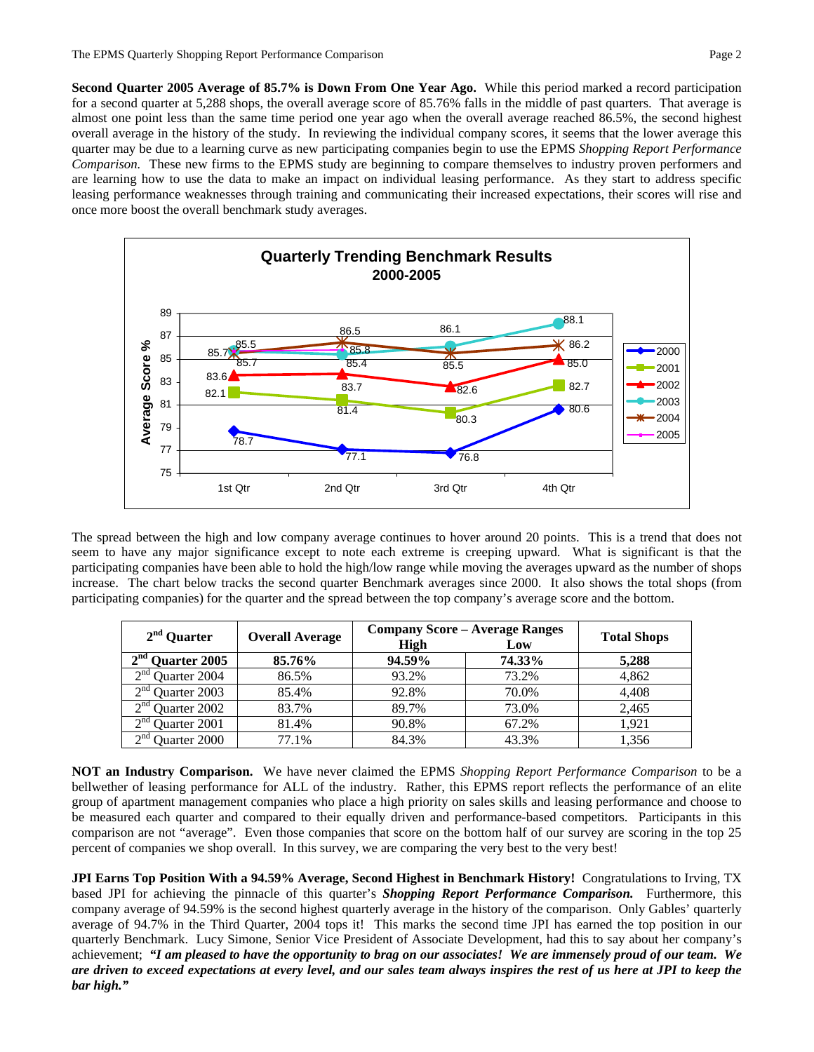**Second Quarter 2005 Average of 85.7% is Down From One Year Ago.** While this period marked a record participation for a second quarter at 5,288 shops, the overall average score of 85.76% falls in the middle of past quarters. That average is almost one point less than the same time period one year ago when the overall average reached 86.5%, the second highest overall average in the history of the study. In reviewing the individual company scores, it seems that the lower average this quarter may be due to a learning curve as new participating companies begin to use the EPMS *Shopping Report Performance Comparison.* These new firms to the EPMS study are beginning to compare themselves to industry proven performers and are learning how to use the data to make an impact on individual leasing performance. As they start to address specific leasing performance weaknesses through training and communicating their increased expectations, their scores will rise and once more boost the overall benchmark study averages.

**Quarterly Trending Benchmark Results 2000-2005**

| Year | 1st Qtr | 2nd Qtr | 3rd Qtr | 4th Qtr |
|---|---|---|---|---|
| 2000 | 78.7 | 77.1 | 76.8 | 80.6 |
| 2001 | 82.1 | 81.4 | 80.3 | 82.7 |
| 2002 | 83.6 | 83.7 | 82.6 | 85.0 |
| 2003 | 85.7 | 85.4 | 86.1 | 88.1 |
| 2004 | 85.5 | 86.5 | 85.5 | 86.2 |
| 2005 | 85.7 | 85.8 | | |

The spread between the high and low company average continues to hover around 20 points. This is a trend that does not seem to have any major significance except to note each extreme is creeping upward. What is significant is that the participating companies have been able to hold the high/low range while moving the averages upward as the number of shops increase. The chart below tracks the second quarter Benchmark averages since 2000. It also shows the total shops (from participating companies) for the quarter and the spread between the top company's average score and the bottom.

| 2nd Quarter | Overall Average | Company Score – Average Ranges High | Low | Total Shops |
|---|---|---|---|---|
| **2nd Quarter 2005** | **85.76%** | **94.59%** | **74.33%** | **5,288** |
| 2nd Quarter 2004 | 86.5% | 93.2% | 73.2% | 4,862 |
| 2nd Quarter 2003 | 85.4% | 92.8% | 70.0% | 4,408 |
| 2nd Quarter 2002 | 83.7% | 89.7% | 73.0% | 2,465 |
| 2nd Quarter 2001 | 81.4% | 90.8% | 67.2% | 1,921 |
| 2nd Quarter 2000 | 77.1% | 84.3% | 43.3% | 1,356 |

**NOT an Industry Comparison.** We have never claimed the EPMS *Shopping Report Performance Comparison* to be a bellwether of leasing performance for ALL of the industry. Rather, this EPMS report reflects the performance of an elite group of apartment management companies who place a high priority on sales skills and leasing performance and choose to be measured each quarter and compared to their equally driven and performance-based competitors. Participants in this comparison are not "average". Even those companies that score on the bottom half of our survey are scoring in the top 25 percent of companies we shop overall. In this survey, we are comparing the very best to the very best!

**JPI Earns Top Position With a 94.59% Average, Second Highest in Benchmark History!** Congratulations to Irving, TX based JPI for achieving the pinnacle of this quarter's ***Shopping Report Performance Comparison.*** Furthermore, this company average of 94.59% is the second highest quarterly average in the history of the comparison. Only Gables' quarterly average of 94.7% in the Third Quarter, 2004 tops it! This marks the second time JPI has earned the top position in our quarterly Benchmark. Lucy Simone, Senior Vice President of Associate Development, had this to say about her company's achievement; ***"I am pleased to have the opportunity to brag on our associates! We are immensely proud of our team. We are driven to exceed expectations at every level, and our sales team always inspires the rest of us here at JPI to keep the bar high."***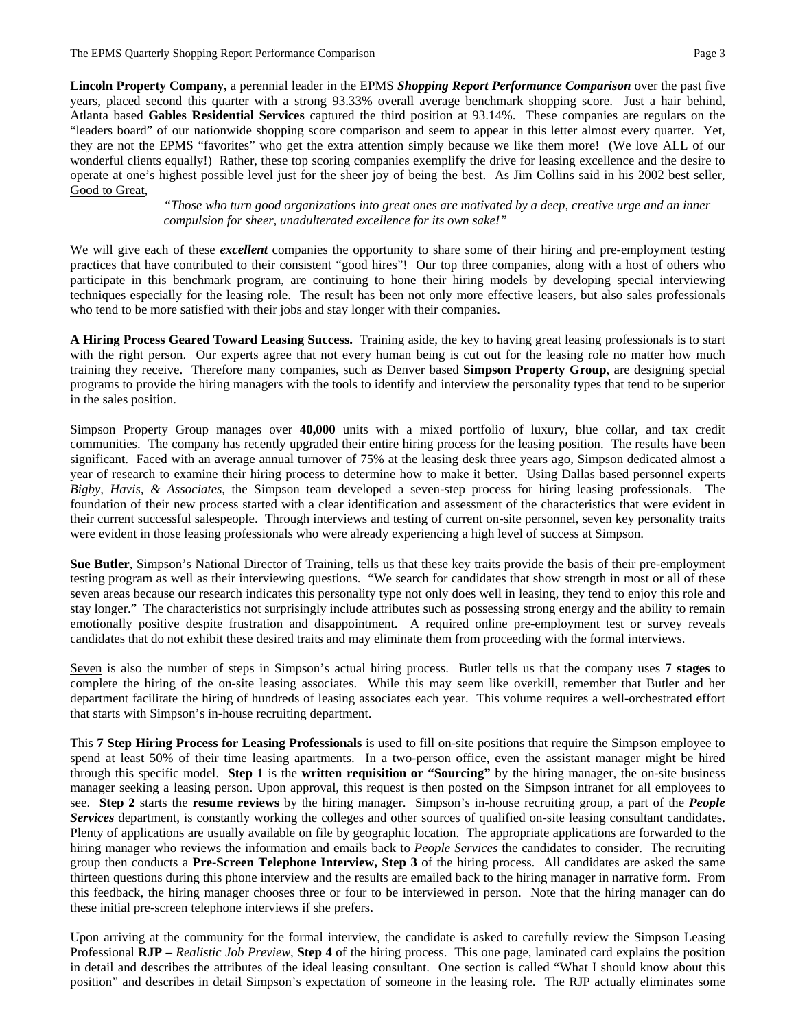**Lincoln Property Company,** a perennial leader in the EPMS ***Shopping Report Performance Comparison*** over the past five years, placed second this quarter with a strong 93.33% overall average benchmark shopping score. Just a hair behind, Atlanta based **Gables Residential Services** captured the third position at 93.14%. These companies are regulars on the "leaders board" of our nationwide shopping score comparison and seem to appear in this letter almost every quarter. Yet, they are not the EPMS "favorites" who get the extra attention simply because we like them more! (We love ALL of our wonderful clients equally!) Rather, these top scoring companies exemplify the drive for leasing excellence and the desire to operate at one's highest possible level just for the sheer joy of being the best. As Jim Collins said in his 2002 best seller, Good to Great,

> *"Those who turn good organizations into great ones are motivated by a deep, creative urge and an inner compulsion for sheer, unadulterated excellence for its own sake!"*

We will give each of these ***excellent*** companies the opportunity to share some of their hiring and pre-employment testing practices that have contributed to their consistent "good hires"! Our top three companies, along with a host of others who participate in this benchmark program, are continuing to hone their hiring models by developing special interviewing techniques especially for the leasing role. The result has been not only more effective leasers, but also sales professionals who tend to be more satisfied with their jobs and stay longer with their companies.

**A Hiring Process Geared Toward Leasing Success.** Training aside, the key to having great leasing professionals is to start with the right person. Our experts agree that not every human being is cut out for the leasing role no matter how much training they receive. Therefore many companies, such as Denver based **Simpson Property Group**, are designing special programs to provide the hiring managers with the tools to identify and interview the personality types that tend to be superior in the sales position.

Simpson Property Group manages over **40,000** units with a mixed portfolio of luxury, blue collar, and tax credit communities. The company has recently upgraded their entire hiring process for the leasing position. The results have been significant. Faced with an average annual turnover of 75% at the leasing desk three years ago, Simpson dedicated almost a year of research to examine their hiring process to determine how to make it better. Using Dallas based personnel experts *Bigby, Havis, & Associates*, the Simpson team developed a seven-step process for hiring leasing professionals. The foundation of their new process started with a clear identification and assessment of the characteristics that were evident in their current successful salespeople. Through interviews and testing of current on-site personnel, seven key personality traits were evident in those leasing professionals who were already experiencing a high level of success at Simpson.

**Sue Butler**, Simpson's National Director of Training, tells us that these key traits provide the basis of their pre-employment testing program as well as their interviewing questions. "We search for candidates that show strength in most or all of these seven areas because our research indicates this personality type not only does well in leasing, they tend to enjoy this role and stay longer." The characteristics not surprisingly include attributes such as possessing strong energy and the ability to remain emotionally positive despite frustration and disappointment. A required online pre-employment test or survey reveals candidates that do not exhibit these desired traits and may eliminate them from proceeding with the formal interviews.

Seven is also the number of steps in Simpson's actual hiring process. Butler tells us that the company uses **7 stages** to complete the hiring of the on-site leasing associates. While this may seem like overkill, remember that Butler and her department facilitate the hiring of hundreds of leasing associates each year. This volume requires a well-orchestrated effort that starts with Simpson's in-house recruiting department.

This **7 Step Hiring Process for Leasing Professionals** is used to fill on-site positions that require the Simpson employee to spend at least 50% of their time leasing apartments. In a two-person office, even the assistant manager might be hired through this specific model. **Step 1** is the **written requisition or "Sourcing"** by the hiring manager, the on-site business manager seeking a leasing person. Upon approval, this request is then posted on the Simpson intranet for all employees to see. **Step 2** starts the **resume reviews** by the hiring manager. Simpson's in-house recruiting group, a part of the ***People Services*** department, is constantly working the colleges and other sources of qualified on-site leasing consultant candidates. Plenty of applications are usually available on file by geographic location. The appropriate applications are forwarded to the hiring manager who reviews the information and emails back to *People Services* the candidates to consider. The recruiting group then conducts a **Pre-Screen Telephone Interview, Step 3** of the hiring process. All candidates are asked the same thirteen questions during this phone interview and the results are emailed back to the hiring manager in narrative form. From this feedback, the hiring manager chooses three or four to be interviewed in person. Note that the hiring manager can do these initial pre-screen telephone interviews if she prefers.

Upon arriving at the community for the formal interview, the candidate is asked to carefully review the Simpson Leasing Professional **RJP –** *Realistic Job Preview*, **Step 4** of the hiring process. This one page, laminated card explains the position in detail and describes the attributes of the ideal leasing consultant. One section is called "What I should know about this position" and describes in detail Simpson's expectation of someone in the leasing role. The RJP actually eliminates some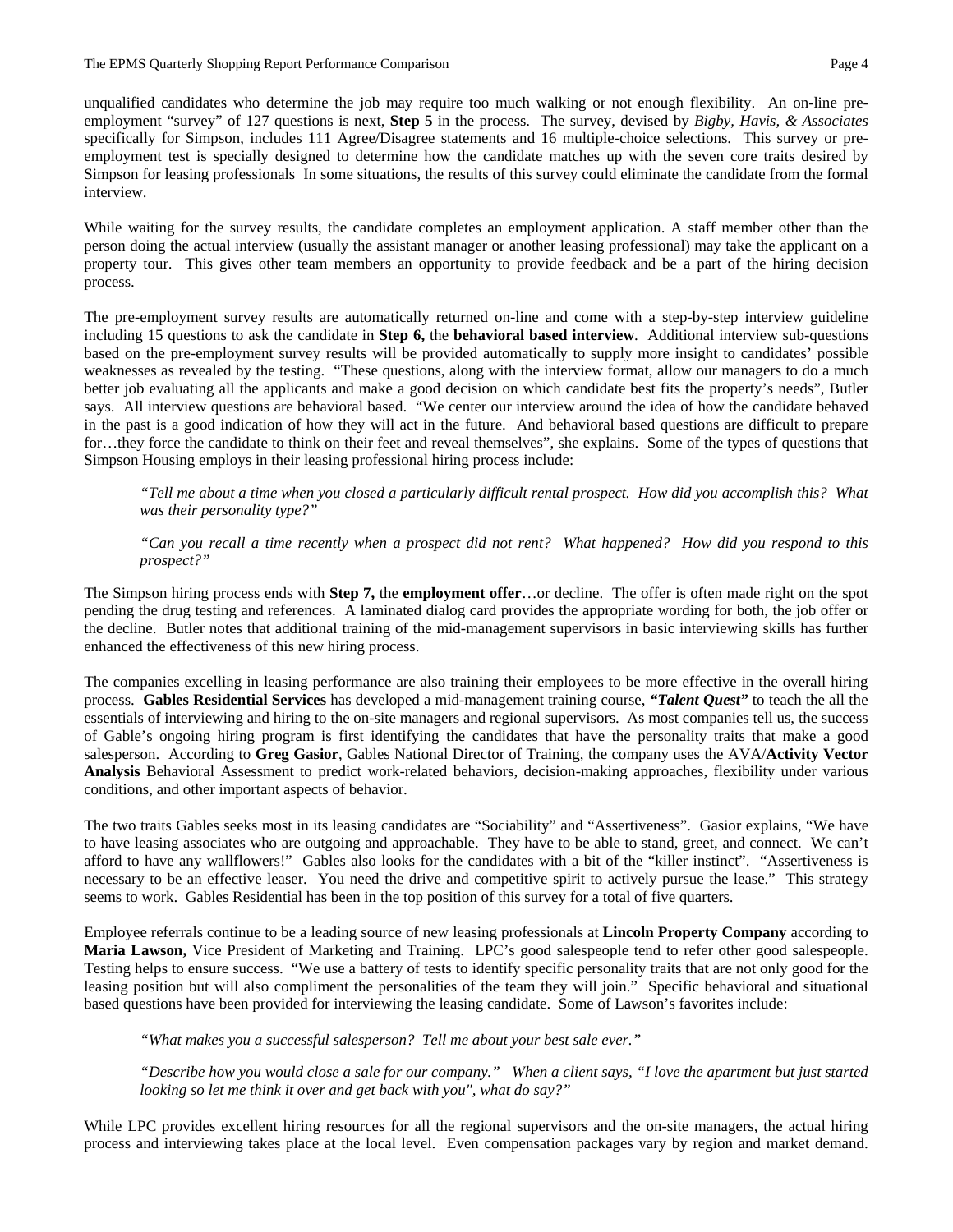unqualified candidates who determine the job may require too much walking or not enough flexibility. An on-line pre-employment "survey" of 127 questions is next, **Step 5** in the process. The survey, devised by *Bigby, Havis, & Associates* specifically for Simpson, includes 111 Agree/Disagree statements and 16 multiple-choice selections. This survey or pre-employment test is specially designed to determine how the candidate matches up with the seven core traits desired by Simpson for leasing professionals In some situations, the results of this survey could eliminate the candidate from the formal interview.

While waiting for the survey results, the candidate completes an employment application. A staff member other than the person doing the actual interview (usually the assistant manager or another leasing professional) may take the applicant on a property tour. This gives other team members an opportunity to provide feedback and be a part of the hiring decision process.

The pre-employment survey results are automatically returned on-line and come with a step-by-step interview guideline including 15 questions to ask the candidate in **Step 6,** the **behavioral based interview**. Additional interview sub-questions based on the pre-employment survey results will be provided automatically to supply more insight to candidates' possible weaknesses as revealed by the testing. "These questions, along with the interview format, allow our managers to do a much better job evaluating all the applicants and make a good decision on which candidate best fits the property's needs", Butler says. All interview questions are behavioral based. "We center our interview around the idea of how the candidate behaved in the past is a good indication of how they will act in the future. And behavioral based questions are difficult to prepare for…they force the candidate to think on their feet and reveal themselves", she explains. Some of the types of questions that Simpson Housing employs in their leasing professional hiring process include:

> *"Tell me about a time when you closed a particularly difficult rental prospect. How did you accomplish this? What was their personality type?"*
>
> *"Can you recall a time recently when a prospect did not rent? What happened? How did you respond to this prospect?"*

The Simpson hiring process ends with **Step 7,** the **employment offer**…or decline. The offer is often made right on the spot pending the drug testing and references. A laminated dialog card provides the appropriate wording for both, the job offer or the decline. Butler notes that additional training of the mid-management supervisors in basic interviewing skills has further enhanced the effectiveness of this new hiring process.

The companies excelling in leasing performance are also training their employees to be more effective in the overall hiring process. **Gables Residential Services** has developed a mid-management training course, ***"Talent Quest"*** to teach the all the essentials of interviewing and hiring to the on-site managers and regional supervisors. As most companies tell us, the success of Gable's ongoing hiring program is first identifying the candidates that have the personality traits that make a good salesperson. According to **Greg Gasior**, Gables National Director of Training, the company uses the AVA/**Activity Vector Analysis** Behavioral Assessment to predict work-related behaviors, decision-making approaches, flexibility under various conditions, and other important aspects of behavior.

The two traits Gables seeks most in its leasing candidates are "Sociability" and "Assertiveness". Gasior explains, "We have to have leasing associates who are outgoing and approachable. They have to be able to stand, greet, and connect. We can't afford to have any wallflowers!" Gables also looks for the candidates with a bit of the "killer instinct". "Assertiveness is necessary to be an effective leaser. You need the drive and competitive spirit to actively pursue the lease." This strategy seems to work. Gables Residential has been in the top position of this survey for a total of five quarters.

Employee referrals continue to be a leading source of new leasing professionals at **Lincoln Property Company** according to **Maria Lawson,** Vice President of Marketing and Training. LPC's good salespeople tend to refer other good salespeople. Testing helps to ensure success. "We use a battery of tests to identify specific personality traits that are not only good for the leasing position but will also compliment the personalities of the team they will join." Specific behavioral and situational based questions have been provided for interviewing the leasing candidate. Some of Lawson's favorites include:

> *"What makes you a successful salesperson? Tell me about your best sale ever."*
>
> *"Describe how you would close a sale for our company." When a client says, "I love the apartment but just started looking so let me think it over and get back with you", what do say?"*

While LPC provides excellent hiring resources for all the regional supervisors and the on-site managers, the actual hiring process and interviewing takes place at the local level. Even compensation packages vary by region and market demand.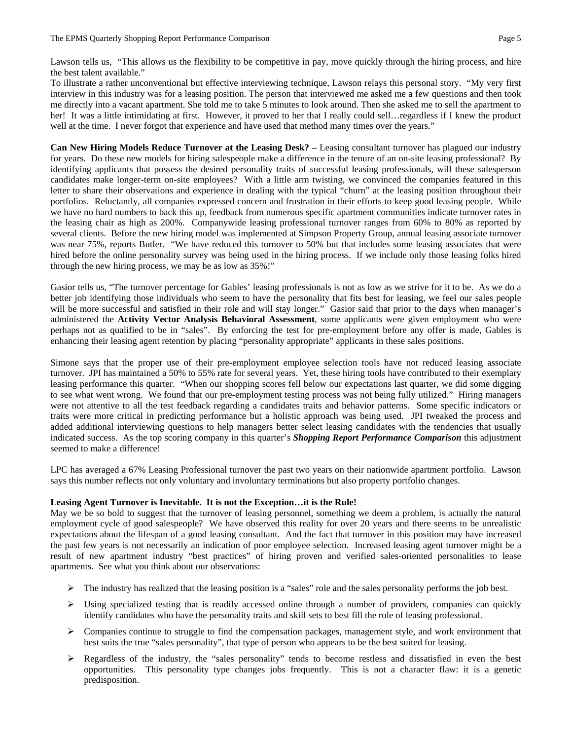Lawson tells us, "This allows us the flexibility to be competitive in pay, move quickly through the hiring process, and hire the best talent available."

To illustrate a rather unconventional but effective interviewing technique, Lawson relays this personal story. "My very first interview in this industry was for a leasing position. The person that interviewed me asked me a few questions and then took me directly into a vacant apartment. She told me to take 5 minutes to look around. Then she asked me to sell the apartment to her! It was a little intimidating at first. However, it proved to her that I really could sell…regardless if I knew the product well at the time. I never forgot that experience and have used that method many times over the years."

**Can New Hiring Models Reduce Turnover at the Leasing Desk? –** Leasing consultant turnover has plagued our industry for years. Do these new models for hiring salespeople make a difference in the tenure of an on-site leasing professional? By identifying applicants that possess the desired personality traits of successful leasing professionals, will these salesperson candidates make longer-term on-site employees? With a little arm twisting, we convinced the companies featured in this letter to share their observations and experience in dealing with the typical "churn" at the leasing position throughout their portfolios. Reluctantly, all companies expressed concern and frustration in their efforts to keep good leasing people. While we have no hard numbers to back this up, feedback from numerous specific apartment communities indicate turnover rates in the leasing chair as high as 200%. Companywide leasing professional turnover ranges from 60% to 80% as reported by several clients. Before the new hiring model was implemented at Simpson Property Group, annual leasing associate turnover was near 75%, reports Butler. "We have reduced this turnover to 50% but that includes some leasing associates that were hired before the online personality survey was being used in the hiring process. If we include only those leasing folks hired through the new hiring process, we may be as low as 35%!"

Gasior tells us, "The turnover percentage for Gables' leasing professionals is not as low as we strive for it to be. As we do a better job identifying those individuals who seem to have the personality that fits best for leasing, we feel our sales people will be more successful and satisfied in their role and will stay longer." Gasior said that prior to the days when manager's administered the **Activity Vector Analysis Behavioral Assessment**, some applicants were given employment who were perhaps not as qualified to be in "sales". By enforcing the test for pre-employment before any offer is made, Gables is enhancing their leasing agent retention by placing "personality appropriate" applicants in these sales positions.

Simone says that the proper use of their pre-employment employee selection tools have not reduced leasing associate turnover. JPI has maintained a 50% to 55% rate for several years. Yet, these hiring tools have contributed to their exemplary leasing performance this quarter. "When our shopping scores fell below our expectations last quarter, we did some digging to see what went wrong. We found that our pre-employment testing process was not being fully utilized." Hiring managers were not attentive to all the test feedback regarding a candidates traits and behavior patterns. Some specific indicators or traits were more critical in predicting performance but a holistic approach was being used. JPI tweaked the process and added additional interviewing questions to help managers better select leasing candidates with the tendencies that usually indicated success. As the top scoring company in this quarter's ***Shopping Report Performance Comparison*** this adjustment seemed to make a difference!

LPC has averaged a 67% Leasing Professional turnover the past two years on their nationwide apartment portfolio. Lawson says this number reflects not only voluntary and involuntary terminations but also property portfolio changes.

**Leasing Agent Turnover is Inevitable. It is not the Exception…it is the Rule!**

May we be so bold to suggest that the turnover of leasing personnel, something we deem a problem, is actually the natural employment cycle of good salespeople? We have observed this reality for over 20 years and there seems to be unrealistic expectations about the lifespan of a good leasing consultant. And the fact that turnover in this position may have increased the past few years is not necessarily an indication of poor employee selection. Increased leasing agent turnover might be a result of new apartment industry "best practices" of hiring proven and verified sales-oriented personalities to lease apartments. See what you think about our observations:

- The industry has realized that the leasing position is a "sales" role and the sales personality performs the job best.
- Using specialized testing that is readily accessed online through a number of providers, companies can quickly identify candidates who have the personality traits and skill sets to best fill the role of leasing professional.
- Companies continue to struggle to find the compensation packages, management style, and work environment that best suits the true "sales personality", that type of person who appears to be the best suited for leasing.
- Regardless of the industry, the "sales personality" tends to become restless and dissatisfied in even the best opportunities. This personality type changes jobs frequently. This is not a character flaw: it is a genetic predisposition.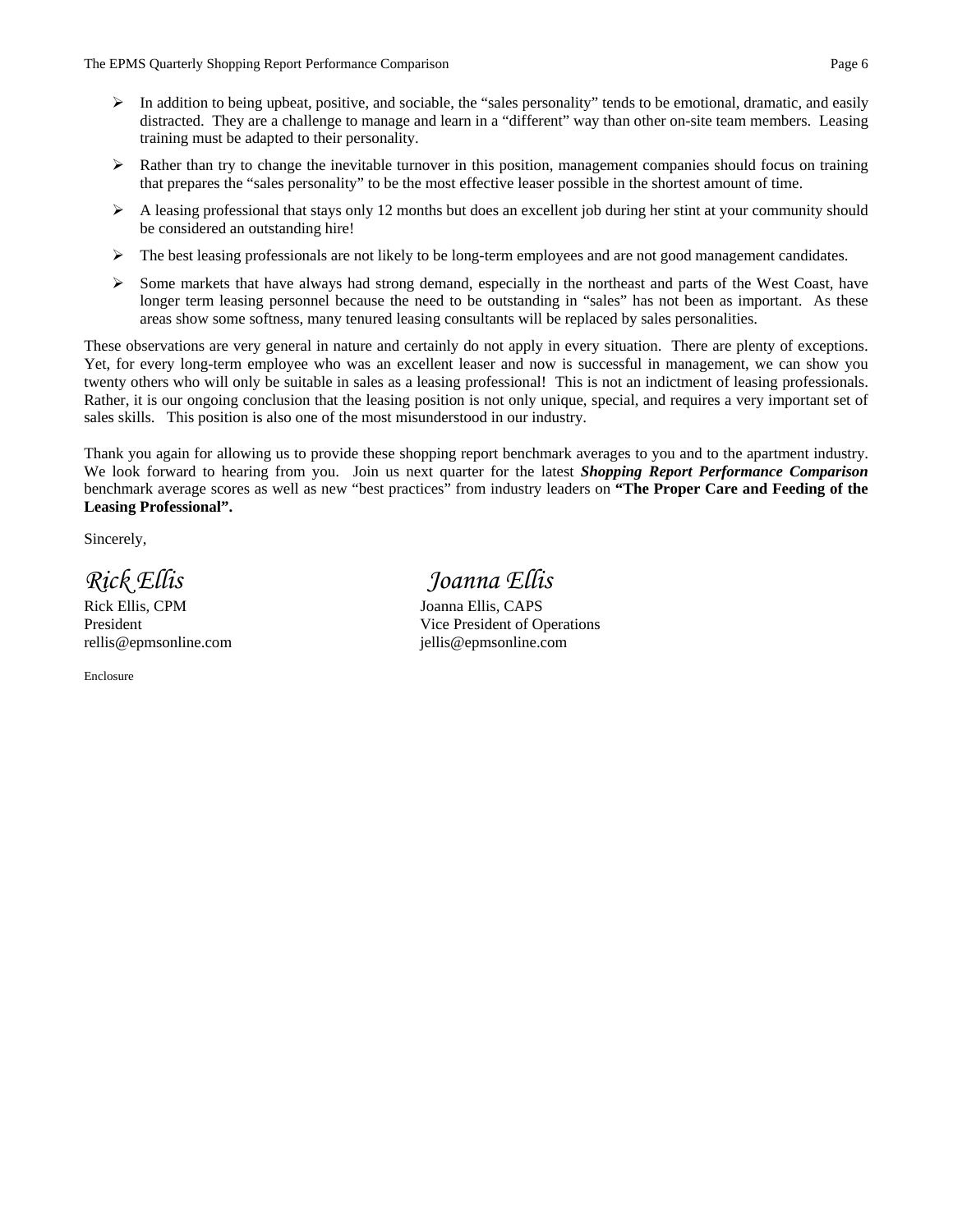- In addition to being upbeat, positive, and sociable, the "sales personality" tends to be emotional, dramatic, and easily distracted. They are a challenge to manage and learn in a "different" way than other on-site team members. Leasing training must be adapted to their personality.
- Rather than try to change the inevitable turnover in this position, management companies should focus on training that prepares the "sales personality" to be the most effective leaser possible in the shortest amount of time.
- A leasing professional that stays only 12 months but does an excellent job during her stint at your community should be considered an outstanding hire!
- The best leasing professionals are not likely to be long-term employees and are not good management candidates.
- Some markets that have always had strong demand, especially in the northeast and parts of the West Coast, have longer term leasing personnel because the need to be outstanding in "sales" has not been as important. As these areas show some softness, many tenured leasing consultants will be replaced by sales personalities.

These observations are very general in nature and certainly do not apply in every situation. There are plenty of exceptions. Yet, for every long-term employee who was an excellent leaser and now is successful in management, we can show you twenty others who will only be suitable in sales as a leasing professional! This is not an indictment of leasing professionals. Rather, it is our ongoing conclusion that the leasing position is not only unique, special, and requires a very important set of sales skills. This position is also one of the most misunderstood in our industry.

Thank you again for allowing us to provide these shopping report benchmark averages to you and to the apartment industry. We look forward to hearing from you. Join us next quarter for the latest ***Shopping Report Performance Comparison*** benchmark average scores as well as new "best practices" from industry leaders on **"The Proper Care and Feeding of the Leasing Professional".**

Sincerely,

*Rick Ellis*
Rick Ellis, CPM
President
rellis@epmsonline.com

*Joanna Ellis*
Joanna Ellis, CAPS
Vice President of Operations
jellis@epmsonline.com

Enclosure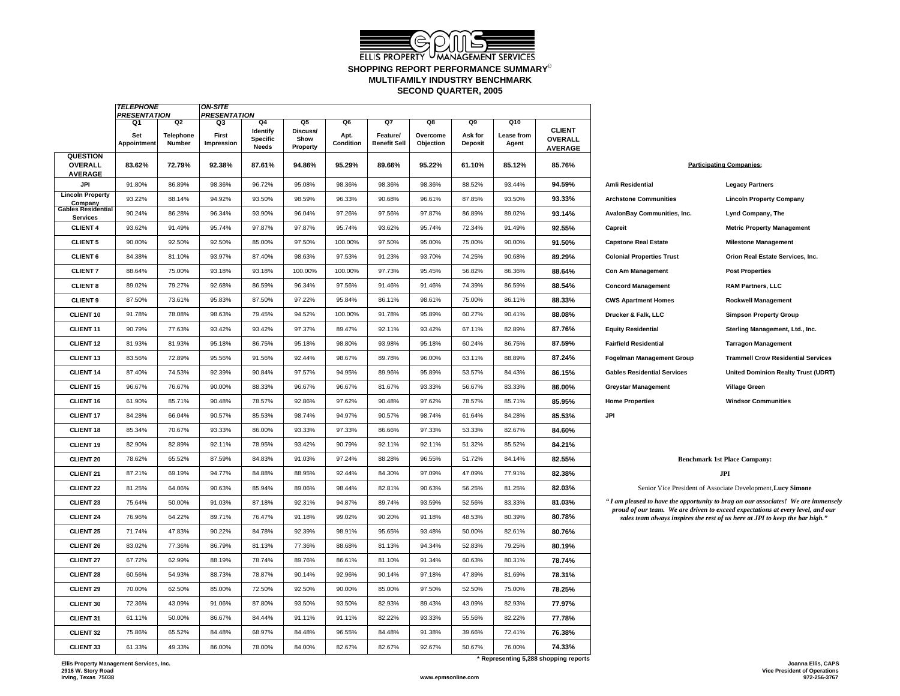ELLIS PROPERTY MANAGEMENT SERVICES

# SHOPPING REPORT PERFORMANCE SUMMARY©
## MULTIFAMILY INDUSTRY BENCHMARK
## SECOND QUARTER, 2005

| | TELEPHONE PRESENTATION | | ON-SITE PRESENTATION | | | | | | | | |
|---|---|---|---|---|---|---|---|---|---|---|---|
| | Q1 Set Appointment | Q2 Telephone Number | Q3 First Impression | Q4 Identify Specific Needs | Q5 Discuss/ Show Property | Q6 Apt. Condition | Q7 Feature/ Benefit Sell | Q8 Overcome Objection | Q9 Ask for Deposit | Q10 Lease from Agent | CLIENT OVERALL AVERAGE |
| QUESTION OVERALL AVERAGE | 83.62% | 72.79% | 92.38% | 87.61% | 94.86% | 95.29% | 89.66% | 95.22% | 61.10% | 85.12% | 85.76% |
| JPI | 91.80% | 86.89% | 98.36% | 96.72% | 95.08% | 98.36% | 98.36% | 98.36% | 88.52% | 93.44% | 94.59% |
| Lincoln Property Company | 93.22% | 88.14% | 94.92% | 93.50% | 98.59% | 96.33% | 90.68% | 96.61% | 87.85% | 93.50% | 93.33% |
| Gables Residential Services | 90.24% | 86.28% | 96.34% | 93.90% | 96.04% | 97.26% | 97.56% | 97.87% | 86.89% | 89.02% | 93.14% |
| CLIENT 4 | 93.62% | 91.49% | 95.74% | 97.87% | 97.87% | 95.74% | 93.62% | 95.74% | 72.34% | 91.49% | 92.55% |
| CLIENT 5 | 90.00% | 92.50% | 92.50% | 85.00% | 97.50% | 100.00% | 97.50% | 95.00% | 75.00% | 90.00% | 91.50% |
| CLIENT 6 | 84.38% | 81.10% | 93.97% | 87.40% | 98.63% | 97.53% | 91.23% | 93.70% | 74.25% | 90.68% | 89.29% |
| CLIENT 7 | 88.64% | 75.00% | 93.18% | 93.18% | 100.00% | 100.00% | 97.73% | 95.45% | 56.82% | 86.36% | 88.64% |
| CLIENT 8 | 89.02% | 79.27% | 92.68% | 86.59% | 96.34% | 97.56% | 91.46% | 91.46% | 74.39% | 86.59% | 88.54% |
| CLIENT 9 | 87.50% | 73.61% | 95.83% | 87.50% | 97.22% | 95.84% | 86.11% | 98.61% | 75.00% | 86.11% | 88.33% |
| CLIENT 10 | 91.78% | 78.08% | 98.63% | 79.45% | 94.52% | 100.00% | 91.78% | 95.89% | 60.27% | 90.41% | 88.08% |
| CLIENT 11 | 90.79% | 77.63% | 93.42% | 93.42% | 97.37% | 89.47% | 92.11% | 93.42% | 67.11% | 82.89% | 87.76% |
| CLIENT 12 | 81.93% | 81.93% | 95.18% | 86.75% | 95.18% | 98.80% | 93.98% | 95.18% | 60.24% | 86.75% | 87.59% |
| CLIENT 13 | 83.56% | 72.89% | 95.56% | 91.56% | 92.44% | 98.67% | 89.78% | 96.00% | 63.11% | 88.89% | 87.24% |
| CLIENT 14 | 87.40% | 74.53% | 92.39% | 90.84% | 97.57% | 94.95% | 89.96% | 95.89% | 53.57% | 84.43% | 86.15% |
| CLIENT 15 | 96.67% | 76.67% | 90.00% | 88.33% | 96.67% | 96.67% | 81.67% | 93.33% | 56.67% | 83.33% | 86.00% |
| CLIENT 16 | 61.90% | 85.71% | 90.48% | 78.57% | 92.86% | 97.62% | 90.48% | 97.62% | 78.57% | 85.71% | 85.95% |
| CLIENT 17 | 84.28% | 66.04% | 90.57% | 85.53% | 98.74% | 94.97% | 90.57% | 98.74% | 61.64% | 84.28% | 85.53% |
| CLIENT 18 | 85.34% | 70.67% | 93.33% | 86.00% | 93.33% | 97.33% | 86.66% | 97.33% | 53.33% | 82.67% | 84.60% |
| CLIENT 19 | 82.90% | 82.89% | 92.11% | 78.95% | 93.42% | 90.79% | 92.11% | 92.11% | 51.32% | 85.52% | 84.21% |
| CLIENT 20 | 78.62% | 65.52% | 87.59% | 84.83% | 91.03% | 97.24% | 88.28% | 96.55% | 51.72% | 84.14% | 82.55% |
| CLIENT 21 | 87.21% | 69.19% | 94.77% | 84.88% | 88.95% | 92.44% | 84.30% | 97.09% | 47.09% | 77.91% | 82.38% |
| CLIENT 22 | 81.25% | 64.06% | 90.63% | 85.94% | 89.06% | 98.44% | 82.81% | 90.63% | 56.25% | 81.25% | 82.03% |
| CLIENT 23 | 75.64% | 50.00% | 91.03% | 87.18% | 92.31% | 94.87% | 89.74% | 93.59% | 52.56% | 83.33% | 81.03% |
| CLIENT 24 | 76.96% | 64.22% | 89.71% | 76.47% | 91.18% | 99.02% | 90.20% | 91.18% | 48.53% | 80.39% | 80.78% |
| CLIENT 25 | 71.74% | 47.83% | 90.22% | 84.78% | 92.39% | 98.91% | 95.65% | 93.48% | 50.00% | 82.61% | 80.76% |
| CLIENT 26 | 83.02% | 77.36% | 86.79% | 81.13% | 77.36% | 88.68% | 81.13% | 94.34% | 52.83% | 79.25% | 80.19% |
| CLIENT 27 | 67.72% | 62.99% | 88.19% | 78.74% | 89.76% | 86.61% | 81.10% | 91.34% | 60.63% | 80.31% | 78.74% |
| CLIENT 28 | 60.56% | 54.93% | 88.73% | 78.87% | 90.14% | 92.96% | 90.14% | 97.18% | 47.89% | 81.69% | 78.31% |
| CLIENT 29 | 70.00% | 62.50% | 85.00% | 72.50% | 92.50% | 90.00% | 85.00% | 97.50% | 52.50% | 75.00% | 78.25% |
| CLIENT 30 | 72.36% | 43.09% | 91.06% | 87.80% | 93.50% | 93.50% | 82.93% | 89.43% | 43.09% | 82.93% | 77.97% |
| CLIENT 31 | 61.11% | 50.00% | 86.67% | 84.44% | 91.11% | 91.11% | 82.22% | 93.33% | 55.56% | 82.22% | 77.78% |
| CLIENT 32 | 75.86% | 65.52% | 84.48% | 68.97% | 84.48% | 96.55% | 84.48% | 91.38% | 39.66% | 72.41% | 76.38% |
| CLIENT 33 | 61.33% | 49.33% | 86.00% | 78.00% | 84.00% | 82.67% | 82.67% | 92.67% | 50.67% | 76.00% | 74.33% |

\* Representing 5,288 shopping reports

**Participating Companies:**

| | |
|---|---|
| Amli Residential | Legacy Partners |
| Archstone Communities | Lincoln Property Company |
| AvalonBay Communities, Inc. | Lynd Company, The |
| Capreit | Metric Property Management |
| Capstone Real Estate | Milestone Management |
| Colonial Properties Trust | Orion Real Estate Services, Inc. |
| Con Am Management | Post Properties |
| Concord Management | RAM Partners, LLC |
| CWS Apartment Homes | Rockwell Management |
| Drucker & Falk, LLC | Simpson Property Group |
| Equity Residential | Sterling Management, Ltd., Inc. |
| Fairfield Residential | Tarragon Management |
| Fogelman Management Group | Trammell Crow Residential Services |
| Gables Residential Services | United Dominion Realty Trust (UDRT) |
| Greystar Management | Village Green |
| Home Properties | Windsor Communities |
| JPI | |

**Benchmark 1st Place Company:**

**JPI**

Senior Vice President of Associate Development, **Lucy Simone**

*"I am pleased to have the opportunity to brag on our associates! We are immensely proud of our team. We are driven to exceed expectations at every level, and our sales team always inspires the rest of us here at JPI to keep the bar high."*

**Ellis Property Management Services, Inc.**
**2916 W. Story Road**
**Irving, Texas 75038**

**www.epmsonline.com**

**Joanna Ellis, CAPS**
**Vice President of Operations**
**972-256-3767**